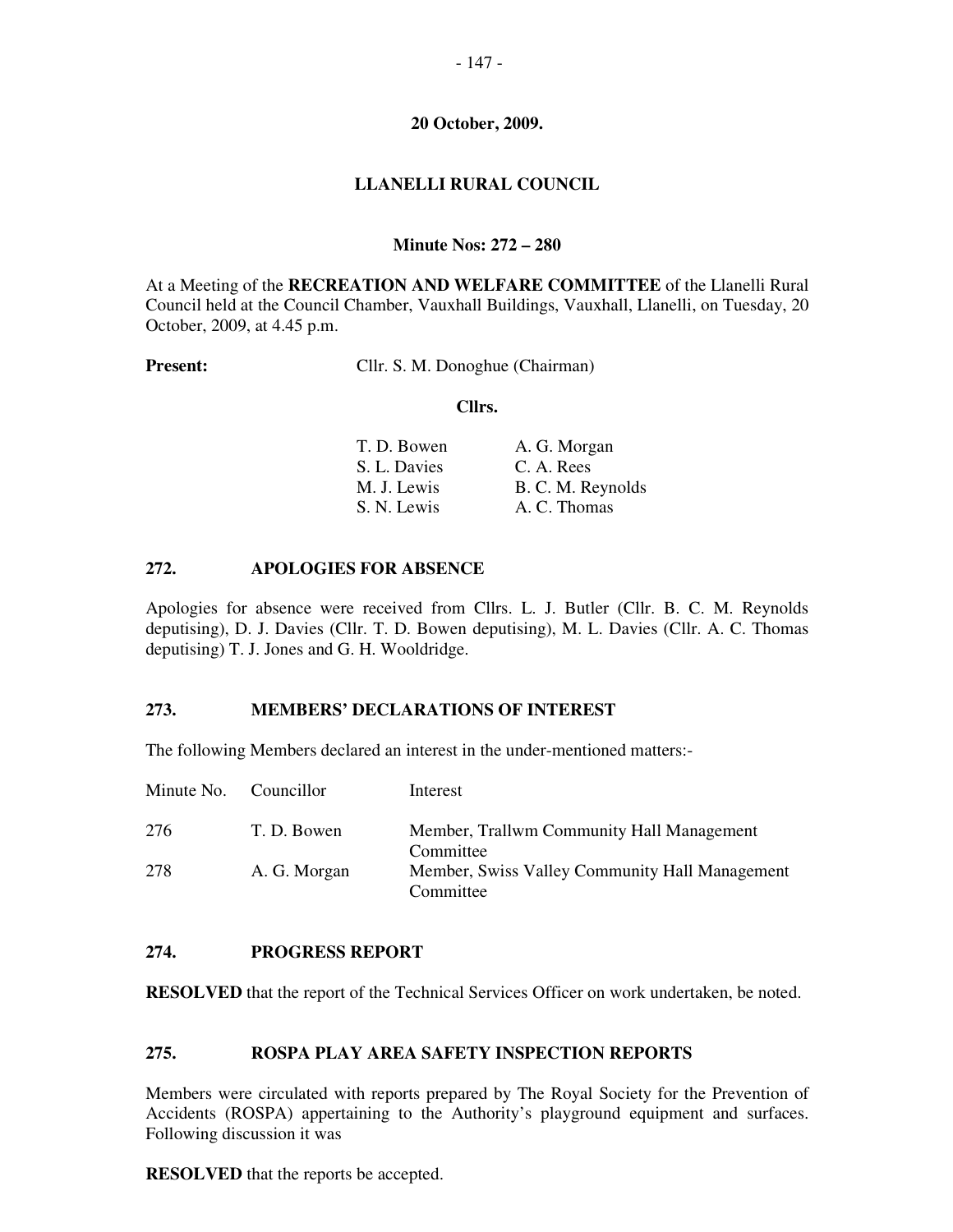**20 October, 2009.**

# LLANELLI RURAL COUNCIL

**Minute Nos: 272 – 280**

At a Meeting of the **RECREATION AND WELFARE COMMITTEE** of the Llanelli Rural Council held at the Council Chamber, Vauxhall Buildings, Vauxhall, Llanelli, on Tuesday, 20 October, 2009, at 4.45 p.m.

**Present:** Cllr. S. M. Donoghue (Chairman)

**Cllrs.**

| | |
|---|---|
| T. D. Bowen | A. G. Morgan |
| S. L. Davies | C. A. Rees |
| M. J. Lewis | B. C. M. Reynolds |
| S. N. Lewis | A. C. Thomas |

## 272. APOLOGIES FOR ABSENCE

Apologies for absence were received from Cllrs. L. J. Butler (Cllr. B. C. M. Reynolds deputising), D. J. Davies (Cllr. T. D. Bowen deputising), M. L. Davies (Cllr. A. C. Thomas deputising) T. J. Jones and G. H. Wooldridge.

## 273. MEMBERS' DECLARATIONS OF INTEREST

The following Members declared an interest in the under-mentioned matters:-

| Minute No. | Councillor | Interest |
|---|---|---|
| 276 | T. D. Bowen | Member, Trallwm Community Hall Management Committee |
| 278 | A. G. Morgan | Member, Swiss Valley Community Hall Management Committee |

## 274. PROGRESS REPORT

**RESOLVED** that the report of the Technical Services Officer on work undertaken, be noted.

## 275. ROSPA PLAY AREA SAFETY INSPECTION REPORTS

Members were circulated with reports prepared by The Royal Society for the Prevention of Accidents (ROSPA) appertaining to the Authority's playground equipment and surfaces. Following discussion it was

**RESOLVED** that the reports be accepted.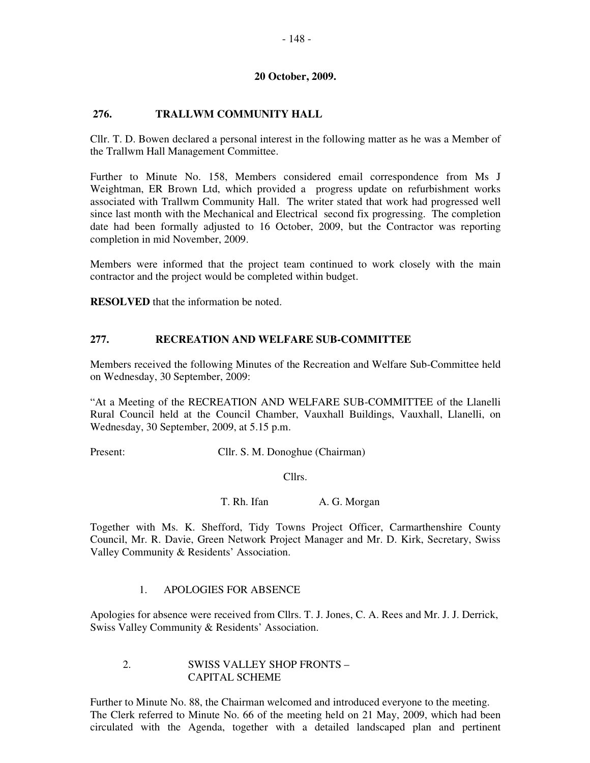**20 October, 2009.**

## 276. TRALLWM COMMUNITY HALL

Cllr. T. D. Bowen declared a personal interest in the following matter as he was a Member of the Trallwm Hall Management Committee.

Further to Minute No. 158, Members considered email correspondence from Ms J Weightman, ER Brown Ltd, which provided a progress update on refurbishment works associated with Trallwm Community Hall. The writer stated that work had progressed well since last month with the Mechanical and Electrical second fix progressing. The completion date had been formally adjusted to 16 October, 2009, but the Contractor was reporting completion in mid November, 2009.

Members were informed that the project team continued to work closely with the main contractor and the project would be completed within budget.

**RESOLVED** that the information be noted.

## 277. RECREATION AND WELFARE SUB-COMMITTEE

Members received the following Minutes of the Recreation and Welfare Sub-Committee held on Wednesday, 30 September, 2009:

"At a Meeting of the RECREATION AND WELFARE SUB-COMMITTEE of the Llanelli Rural Council held at the Council Chamber, Vauxhall Buildings, Vauxhall, Llanelli, on Wednesday, 30 September, 2009, at 5.15 p.m.

Present: Cllr. S. M. Donoghue (Chairman)

Cllrs.

T. Rh. Ifan A. G. Morgan

Together with Ms. K. Shefford, Tidy Towns Project Officer, Carmarthenshire County Council, Mr. R. Davie, Green Network Project Manager and Mr. D. Kirk, Secretary, Swiss Valley Community & Residents' Association.

1. APOLOGIES FOR ABSENCE

Apologies for absence were received from Cllrs. T. J. Jones, C. A. Rees and Mr. J. J. Derrick, Swiss Valley Community & Residents' Association.

2. SWISS VALLEY SHOP FRONTS – CAPITAL SCHEME

Further to Minute No. 88, the Chairman welcomed and introduced everyone to the meeting. The Clerk referred to Minute No. 66 of the meeting held on 21 May, 2009, which had been circulated with the Agenda, together with a detailed landscaped plan and pertinent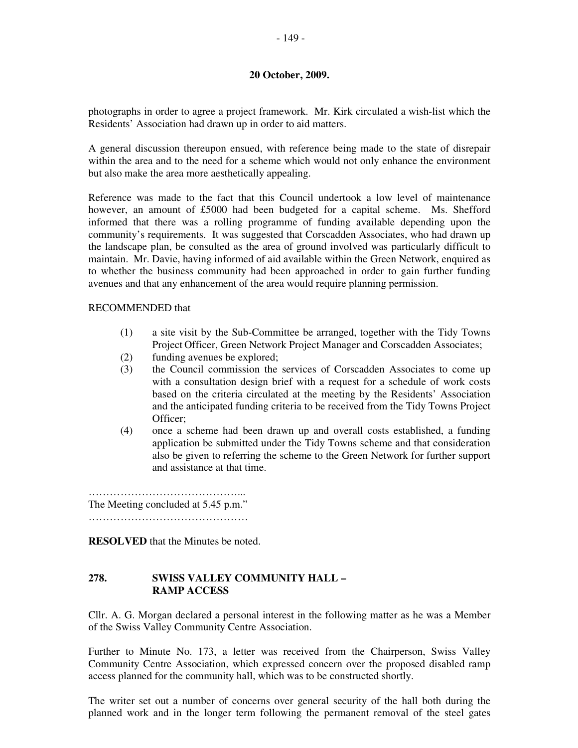**20 October, 2009.**

photographs in order to agree a project framework. Mr. Kirk circulated a wish-list which the Residents' Association had drawn up in order to aid matters.

A general discussion thereupon ensued, with reference being made to the state of disrepair within the area and to the need for a scheme which would not only enhance the environment but also make the area more aesthetically appealing.

Reference was made to the fact that this Council undertook a low level of maintenance however, an amount of £5000 had been budgeted for a capital scheme. Ms. Shefford informed that there was a rolling programme of funding available depending upon the community's requirements. It was suggested that Corscadden Associates, who had drawn up the landscape plan, be consulted as the area of ground involved was particularly difficult to maintain. Mr. Davie, having informed of aid available within the Green Network, enquired as to whether the business community had been approached in order to gain further funding avenues and that any enhancement of the area would require planning permission.

RECOMMENDED that

(1) a site visit by the Sub-Committee be arranged, together with the Tidy Towns Project Officer, Green Network Project Manager and Corscadden Associates;
(2) funding avenues be explored;
(3) the Council commission the services of Corscadden Associates to come up with a consultation design brief with a request for a schedule of work costs based on the criteria circulated at the meeting by the Residents' Association and the anticipated funding criteria to be received from the Tidy Towns Project Officer;
(4) once a scheme had been drawn up and overall costs established, a funding application be submitted under the Tidy Towns scheme and that consideration also be given to referring the scheme to the Green Network for further support and assistance at that time.

……………………………………..
The Meeting concluded at 5.45 p.m."
………………………………………

**RESOLVED** that the Minutes be noted.

## 278. SWISS VALLEY COMMUNITY HALL – RAMP ACCESS

Cllr. A. G. Morgan declared a personal interest in the following matter as he was a Member of the Swiss Valley Community Centre Association.

Further to Minute No. 173, a letter was received from the Chairperson, Swiss Valley Community Centre Association, which expressed concern over the proposed disabled ramp access planned for the community hall, which was to be constructed shortly.

The writer set out a number of concerns over general security of the hall both during the planned work and in the longer term following the permanent removal of the steel gates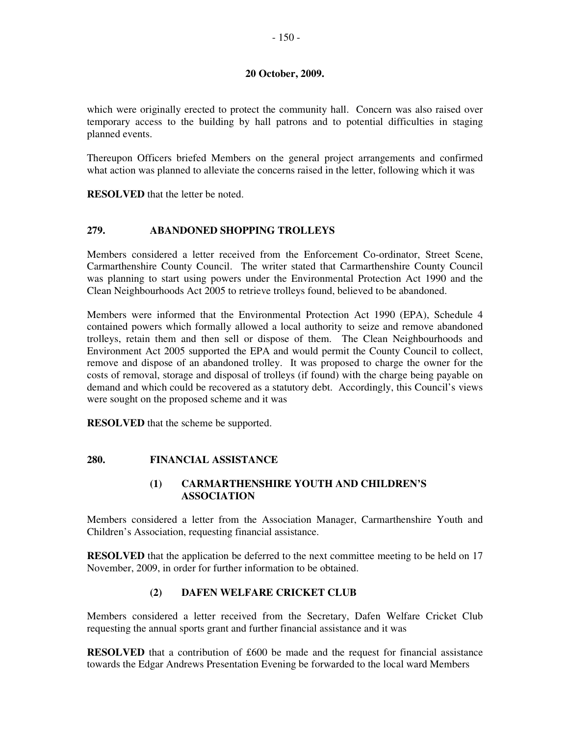**20 October, 2009.**

which were originally erected to protect the community hall. Concern was also raised over temporary access to the building by hall patrons and to potential difficulties in staging planned events.

Thereupon Officers briefed Members on the general project arrangements and confirmed what action was planned to alleviate the concerns raised in the letter, following which it was

**RESOLVED** that the letter be noted.

## 279. ABANDONED SHOPPING TROLLEYS

Members considered a letter received from the Enforcement Co-ordinator, Street Scene, Carmarthenshire County Council. The writer stated that Carmarthenshire County Council was planning to start using powers under the Environmental Protection Act 1990 and the Clean Neighbourhoods Act 2005 to retrieve trolleys found, believed to be abandoned.

Members were informed that the Environmental Protection Act 1990 (EPA), Schedule 4 contained powers which formally allowed a local authority to seize and remove abandoned trolleys, retain them and then sell or dispose of them. The Clean Neighbourhoods and Environment Act 2005 supported the EPA and would permit the County Council to collect, remove and dispose of an abandoned trolley. It was proposed to charge the owner for the costs of removal, storage and disposal of trolleys (if found) with the charge being payable on demand and which could be recovered as a statutory debt. Accordingly, this Council's views were sought on the proposed scheme and it was

**RESOLVED** that the scheme be supported.

## 280. FINANCIAL ASSISTANCE

### (1) CARMARTHENSHIRE YOUTH AND CHILDREN'S ASSOCIATION

Members considered a letter from the Association Manager, Carmarthenshire Youth and Children's Association, requesting financial assistance.

**RESOLVED** that the application be deferred to the next committee meeting to be held on 17 November, 2009, in order for further information to be obtained.

### (2) DAFEN WELFARE CRICKET CLUB

Members considered a letter received from the Secretary, Dafen Welfare Cricket Club requesting the annual sports grant and further financial assistance and it was

**RESOLVED** that a contribution of £600 be made and the request for financial assistance towards the Edgar Andrews Presentation Evening be forwarded to the local ward Members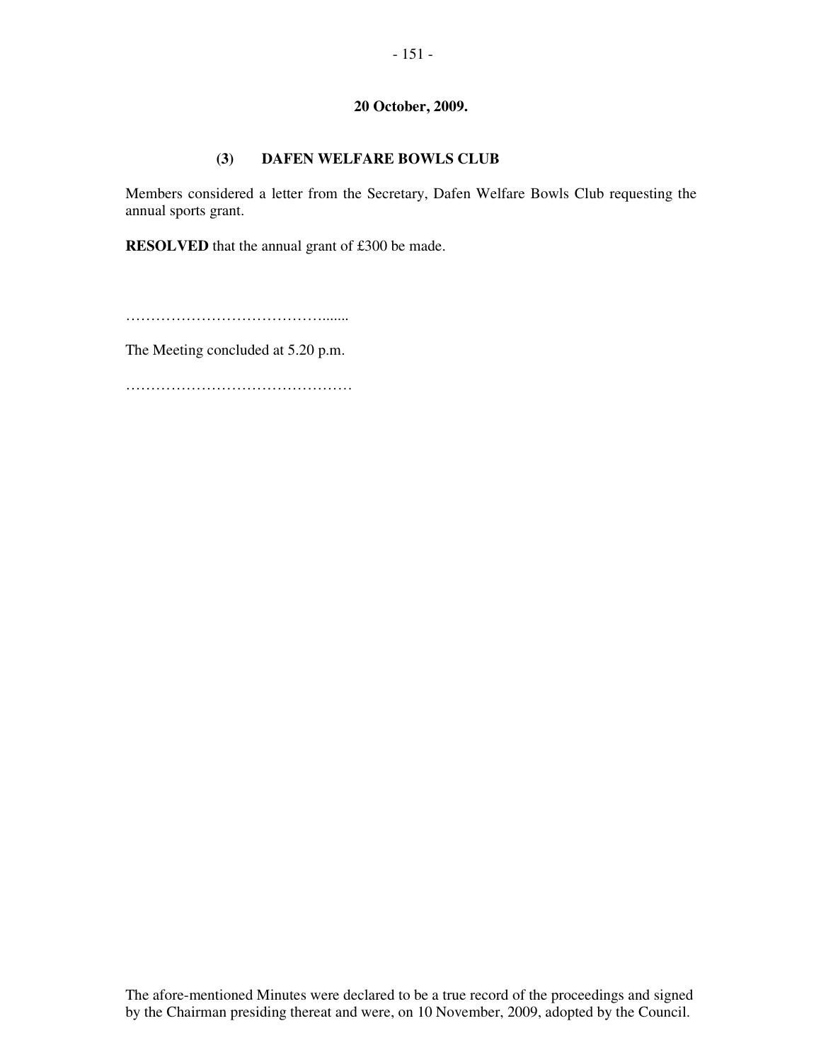**20 October, 2009.**

### (3) DAFEN WELFARE BOWLS CLUB

Members considered a letter from the Secretary, Dafen Welfare Bowls Club requesting the annual sports grant.

**RESOLVED** that the annual grant of £300 be made.

…………………………………......

The Meeting concluded at 5.20 p.m.

………………………………………

The afore-mentioned Minutes were declared to be a true record of the proceedings and signed by the Chairman presiding thereat and were, on 10 November, 2009, adopted by the Council.